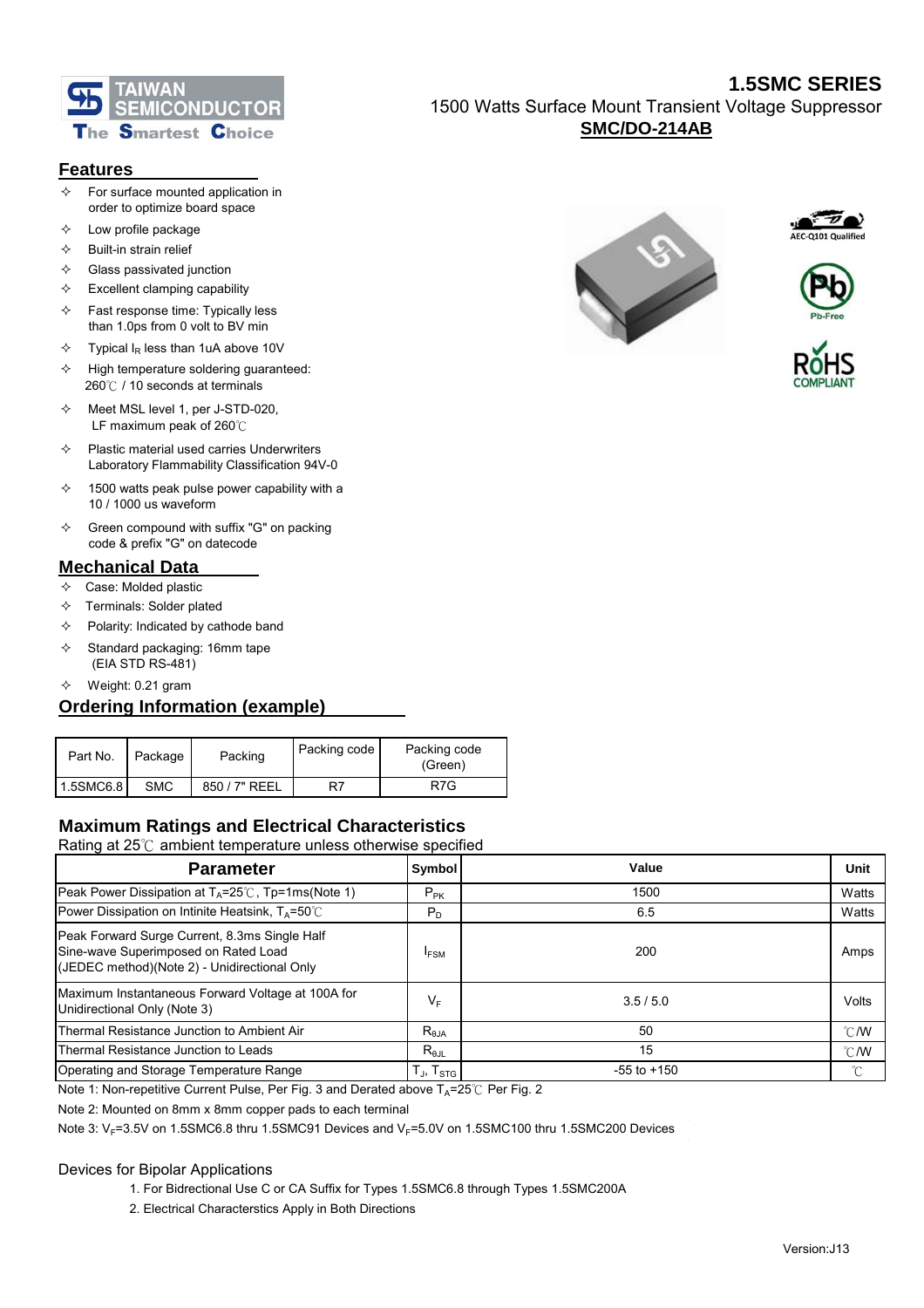# 1.5SMC SERIES

1500 Watts Surface Mount Transient Voltage Suppressor

**SMC/DO-214AB**

## Features

- For surface mounted application in order to optimize board space
- Low profile package
- Built-in strain relief
- Glass passivated junction
- Excellent clamping capability
- Fast response time: Typically less than 1.0ps from 0 volt to BV min
- Typical $I_R$ less than 1uA above 10V
- High temperature soldering guaranteed: 260℃ / 10 seconds at terminals
- Meet MSL level 1, per J-STD-020, LF maximum peak of 260℃
- Plastic material used carries Underwriters Laboratory Flammability Classification 94V-0
- 1500 watts peak pulse power capability with a 10 / 1000 us waveform
- Green compound with suffix "G" on packing code & prefix "G" on datecode

## Mechanical Data

- Case: Molded plastic
- Terminals: Solder plated
- Polarity: Indicated by cathode band
- Standard packaging: 16mm tape (EIA STD RS-481)
- Weight: 0.21 gram

## Ordering Information (example)

| Part No. | Package | Packing | Packing code | Packing code (Green) |
|---|---|---|---|---|
| 1.5SMC6.8 | SMC | 850 / 7" REEL | R7 | R7G |

## Maximum Ratings and Electrical Characteristics

Rating at 25℃ ambient temperature unless otherwise specified

| Parameter | Symbol | Value | Unit |
|---|---|---|---|
| Peak Power Dissipation at $T_A$=25℃, Tp=1ms(Note 1) | $P_{PK}$ | 1500 | Watts |
| Power Dissipation on Intinite Heatsink, $T_A$=50℃ | $P_D$ | 6.5 | Watts |
| Peak Forward Surge Current, 8.3ms Single Half Sine-wave Superimposed on Rated Load (JEDEC method)(Note 2) - Unidirectional Only | $I_{FSM}$ | 200 | Amps |
| Maximum Instantaneous Forward Voltage at 100A for Unidirectional Only (Note 3) | $V_F$ | 3.5 / 5.0 | Volts |
| Thermal Resistance Junction to Ambient Air | $R_{\theta JA}$ | 50 | ℃/W |
| Thermal Resistance Junction to Leads | $R_{\theta JL}$ | 15 | ℃/W |
| Operating and Storage Temperature Range | $T_J$, $T_{STG}$ | -55 to +150 | ℃ |

Note 1: Non-repetitive Current Pulse, Per Fig. 3 and Derated above $T_A$=25℃ Per Fig. 2

Note 2: Mounted on 8mm x 8mm copper pads to each terminal

Note 3: $V_F$=3.5V on 1.5SMC6.8 thru 1.5SMC91 Devices and $V_F$=5.0V on 1.5SMC100 thru 1.5SMC200 Devices

Devices for Bipolar Applications

1. For Bidrectional Use C or CA Suffix for Types 1.5SMC6.8 through Types 1.5SMC200A
2. Electrical Characterstics Apply in Both Directions

Version:J13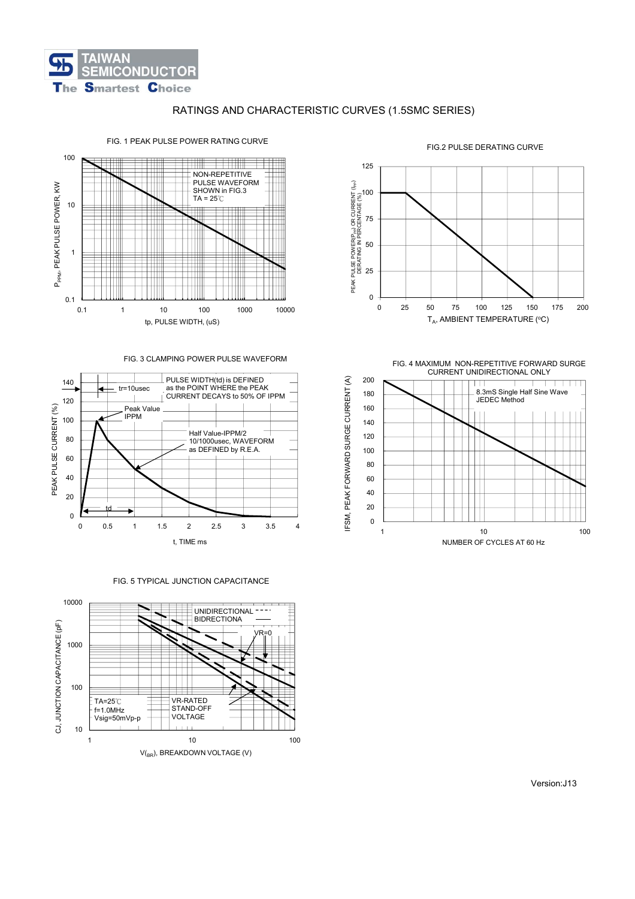# RATINGS AND CHARACTERISTIC CURVES (1.5SMC SERIES)

FIG. 1 PEAK PULSE POWER RATING CURVE

NON-REPETITIVE PULSE WAVEFORM SHOWN in FIG.3
TA = 25℃

$P_{PPM}$, PEAK PULSE POWER, KW

tp, PULSE WIDTH, (uS)

FIG.2 PULSE DERATING CURVE

PEAK PULSE POWER($P_{PP}$) OR CURRENT ($I_{PP}$) DERATING IN PERCENTAGE (%)

$T_A$, AMBIENT TEMPERATURE (°C)

FIG. 3 CLAMPING POWER PULSE WAVEFORM

PULSE WIDTH(td) is DEFINED as the POINT WHERE the PEAK CURRENT DECAYS to 50% OF IPPM

tr=10usec

Peak Value IPPM

Half Value-IPPM/2
10/1000usec, WAVEFORM as DEFINED by R.E.A.

td

PEAK PULSE CURRENT (%)

t, TIME ms

FIG. 4 MAXIMUM NON-REPETITIVE FORWARD SURGE CURRENT UNIDIRECTIONAL ONLY

8.3mS Single Half Sine Wave
JEDEC Method

IFSM, PEAK FORWARD SURGE CURRENT (A)

NUMBER OF CYCLES AT 60 Hz

FIG. 5 TYPICAL JUNCTION CAPACITANCE

UNIDIRECTIONAL
BIDRECTIONA

VR=0

TA=25℃
f=1.0MHz
Vsig=50mVp-p

VR-RATED STAND-OFF VOLTAGE

CJ, JUNCTION CAPACITANCE (pF)

$V_{(BR)}$, BREAKDOWN VOLTAGE (V)

Version:J13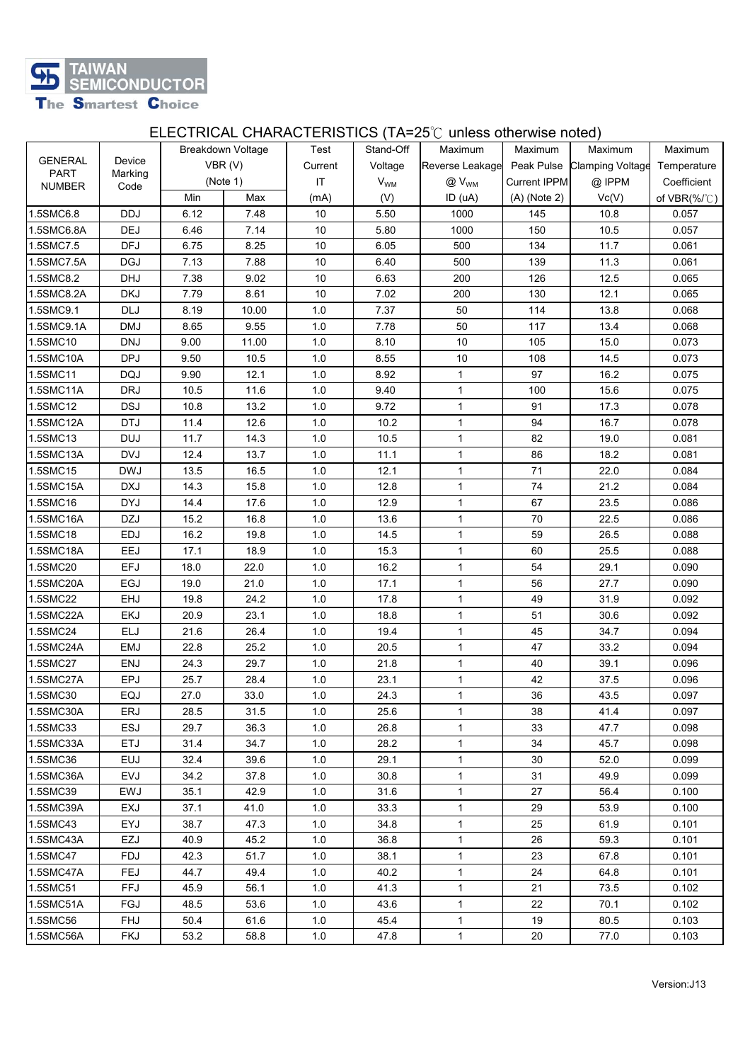TAIWAN SEMICONDUCTOR

The Smartest Choice

## ELECTRICAL CHARACTERISTICS (TA=25℃ unless otherwise noted)

| GENERAL PART NUMBER | Device Marking Code | Breakdown Voltage VBR (V) (Note 1) | | Test Current IT | Stand-Off Voltage $V_{WM}$ | Maximum Reverse Leakage @ $V_{WM}$ | Maximum Peak Pulse Current IPPM | Maximum Clamping Voltage @ IPPM | Maximum Temperature Coefficient |
|---|---|---|---|---|---|---|---|---|---|
| | | Min | Max | (mA) | (V) | ID (uA) | (A) (Note 2) | Vc(V) | of VBR(%/℃) |
| 1.5SMC6.8 | DDJ | 6.12 | 7.48 | 10 | 5.50 | 1000 | 145 | 10.8 | 0.057 |
| 1.5SMC6.8A | DEJ | 6.46 | 7.14 | 10 | 5.80 | 1000 | 150 | 10.5 | 0.057 |
| 1.5SMC7.5 | DFJ | 6.75 | 8.25 | 10 | 6.05 | 500 | 134 | 11.7 | 0.061 |
| 1.5SMC7.5A | DGJ | 7.13 | 7.88 | 10 | 6.40 | 500 | 139 | 11.3 | 0.061 |
| 1.5SMC8.2 | DHJ | 7.38 | 9.02 | 10 | 6.63 | 200 | 126 | 12.5 | 0.065 |
| 1.5SMC8.2A | DKJ | 7.79 | 8.61 | 10 | 7.02 | 200 | 130 | 12.1 | 0.065 |
| 1.5SMC9.1 | DLJ | 8.19 | 10.00 | 1.0 | 7.37 | 50 | 114 | 13.8 | 0.068 |
| 1.5SMC9.1A | DMJ | 8.65 | 9.55 | 1.0 | 7.78 | 50 | 117 | 13.4 | 0.068 |
| 1.5SMC10 | DNJ | 9.00 | 11.00 | 1.0 | 8.10 | 10 | 105 | 15.0 | 0.073 |
| 1.5SMC10A | DPJ | 9.50 | 10.5 | 1.0 | 8.55 | 10 | 108 | 14.5 | 0.073 |
| 1.5SMC11 | DQJ | 9.90 | 12.1 | 1.0 | 8.92 | 1 | 97 | 16.2 | 0.075 |
| 1.5SMC11A | DRJ | 10.5 | 11.6 | 1.0 | 9.40 | 1 | 100 | 15.6 | 0.075 |
| 1.5SMC12 | DSJ | 10.8 | 13.2 | 1.0 | 9.72 | 1 | 91 | 17.3 | 0.078 |
| 1.5SMC12A | DTJ | 11.4 | 12.6 | 1.0 | 10.2 | 1 | 94 | 16.7 | 0.078 |
| 1.5SMC13 | DUJ | 11.7 | 14.3 | 1.0 | 10.5 | 1 | 82 | 19.0 | 0.081 |
| 1.5SMC13A | DVJ | 12.4 | 13.7 | 1.0 | 11.1 | 1 | 86 | 18.2 | 0.081 |
| 1.5SMC15 | DWJ | 13.5 | 16.5 | 1.0 | 12.1 | 1 | 71 | 22.0 | 0.084 |
| 1.5SMC15A | DXJ | 14.3 | 15.8 | 1.0 | 12.8 | 1 | 74 | 21.2 | 0.084 |
| 1.5SMC16 | DYJ | 14.4 | 17.6 | 1.0 | 12.9 | 1 | 67 | 23.5 | 0.086 |
| 1.5SMC16A | DZJ | 15.2 | 16.8 | 1.0 | 13.6 | 1 | 70 | 22.5 | 0.086 |
| 1.5SMC18 | EDJ | 16.2 | 19.8 | 1.0 | 14.5 | 1 | 59 | 26.5 | 0.088 |
| 1.5SMC18A | EEJ | 17.1 | 18.9 | 1.0 | 15.3 | 1 | 60 | 25.5 | 0.088 |
| 1.5SMC20 | EFJ | 18.0 | 22.0 | 1.0 | 16.2 | 1 | 54 | 29.1 | 0.090 |
| 1.5SMC20A | EGJ | 19.0 | 21.0 | 1.0 | 17.1 | 1 | 56 | 27.7 | 0.090 |
| 1.5SMC22 | EHJ | 19.8 | 24.2 | 1.0 | 17.8 | 1 | 49 | 31.9 | 0.092 |
| 1.5SMC22A | EKJ | 20.9 | 23.1 | 1.0 | 18.8 | 1 | 51 | 30.6 | 0.092 |
| 1.5SMC24 | ELJ | 21.6 | 26.4 | 1.0 | 19.4 | 1 | 45 | 34.7 | 0.094 |
| 1.5SMC24A | EMJ | 22.8 | 25.2 | 1.0 | 20.5 | 1 | 47 | 33.2 | 0.094 |
| 1.5SMC27 | ENJ | 24.3 | 29.7 | 1.0 | 21.8 | 1 | 40 | 39.1 | 0.096 |
| 1.5SMC27A | EPJ | 25.7 | 28.4 | 1.0 | 23.1 | 1 | 42 | 37.5 | 0.096 |
| 1.5SMC30 | EQJ | 27.0 | 33.0 | 1.0 | 24.3 | 1 | 36 | 43.5 | 0.097 |
| 1.5SMC30A | ERJ | 28.5 | 31.5 | 1.0 | 25.6 | 1 | 38 | 41.4 | 0.097 |
| 1.5SMC33 | ESJ | 29.7 | 36.3 | 1.0 | 26.8 | 1 | 33 | 47.7 | 0.098 |
| 1.5SMC33A | ETJ | 31.4 | 34.7 | 1.0 | 28.2 | 1 | 34 | 45.7 | 0.098 |
| 1.5SMC36 | EUJ | 32.4 | 39.6 | 1.0 | 29.1 | 1 | 30 | 52.0 | 0.099 |
| 1.5SMC36A | EVJ | 34.2 | 37.8 | 1.0 | 30.8 | 1 | 31 | 49.9 | 0.099 |
| 1.5SMC39 | EWJ | 35.1 | 42.9 | 1.0 | 31.6 | 1 | 27 | 56.4 | 0.100 |
| 1.5SMC39A | EXJ | 37.1 | 41.0 | 1.0 | 33.3 | 1 | 29 | 53.9 | 0.100 |
| 1.5SMC43 | EYJ | 38.7 | 47.3 | 1.0 | 34.8 | 1 | 25 | 61.9 | 0.101 |
| 1.5SMC43A | EZJ | 40.9 | 45.2 | 1.0 | 36.8 | 1 | 26 | 59.3 | 0.101 |
| 1.5SMC47 | FDJ | 42.3 | 51.7 | 1.0 | 38.1 | 1 | 23 | 67.8 | 0.101 |
| 1.5SMC47A | FEJ | 44.7 | 49.4 | 1.0 | 40.2 | 1 | 24 | 64.8 | 0.101 |
| 1.5SMC51 | FFJ | 45.9 | 56.1 | 1.0 | 41.3 | 1 | 21 | 73.5 | 0.102 |
| 1.5SMC51A | FGJ | 48.5 | 53.6 | 1.0 | 43.6 | 1 | 22 | 70.1 | 0.102 |
| 1.5SMC56 | FHJ | 50.4 | 61.6 | 1.0 | 45.4 | 1 | 19 | 80.5 | 0.103 |
| 1.5SMC56A | FKJ | 53.2 | 58.8 | 1.0 | 47.8 | 1 | 20 | 77.0 | 0.103 |

Version:J13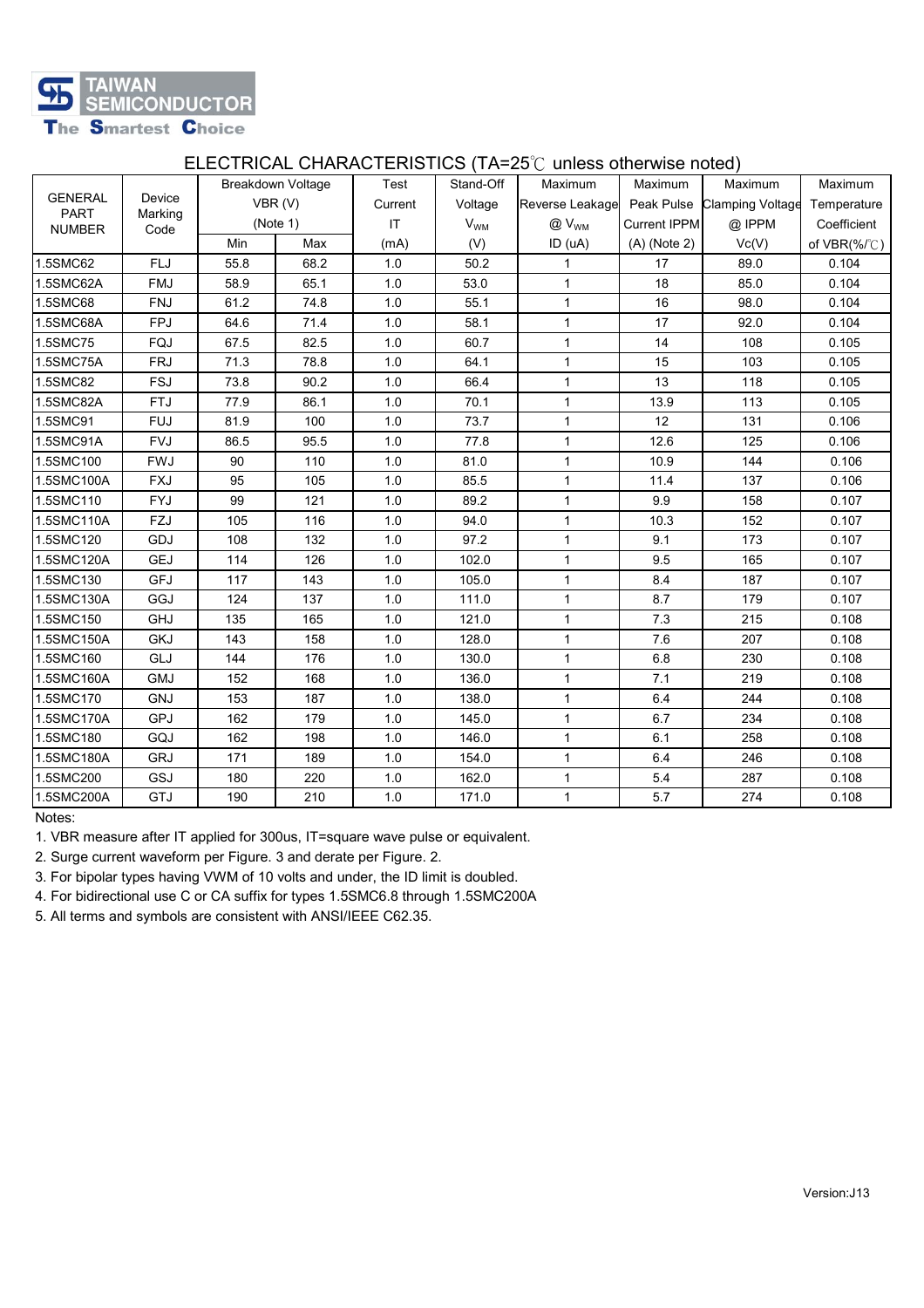TAIWAN SEMICONDUCTOR
The Smartest Choice

## ELECTRICAL CHARACTERISTICS (TA=25℃ unless otherwise noted)

| GENERAL PART NUMBER | Device Marking Code | Breakdown Voltage VBR (V) (Note 1) | | Test Current IT | Stand-Off Voltage $V_{WM}$ | Maximum Reverse Leakage @ $V_{WM}$ | Maximum Peak Pulse Current IPPM | Maximum Clamping Voltage @ IPPM | Maximum Temperature Coefficient |
|---|---|---|---|---|---|---|---|---|---|
| | | Min | Max | (mA) | (V) | ID (uA) | (A) (Note 2) | Vc(V) | of VBR(%/℃) |
| 1.5SMC62 | FLJ | 55.8 | 68.2 | 1.0 | 50.2 | 1 | 17 | 89.0 | 0.104 |
| 1.5SMC62A | FMJ | 58.9 | 65.1 | 1.0 | 53.0 | 1 | 18 | 85.0 | 0.104 |
| 1.5SMC68 | FNJ | 61.2 | 74.8 | 1.0 | 55.1 | 1 | 16 | 98.0 | 0.104 |
| 1.5SMC68A | FPJ | 64.6 | 71.4 | 1.0 | 58.1 | 1 | 17 | 92.0 | 0.104 |
| 1.5SMC75 | FQJ | 67.5 | 82.5 | 1.0 | 60.7 | 1 | 14 | 108 | 0.105 |
| 1.5SMC75A | FRJ | 71.3 | 78.8 | 1.0 | 64.1 | 1 | 15 | 103 | 0.105 |
| 1.5SMC82 | FSJ | 73.8 | 90.2 | 1.0 | 66.4 | 1 | 13 | 118 | 0.105 |
| 1.5SMC82A | FTJ | 77.9 | 86.1 | 1.0 | 70.1 | 1 | 13.9 | 113 | 0.105 |
| 1.5SMC91 | FUJ | 81.9 | 100 | 1.0 | 73.7 | 1 | 12 | 131 | 0.106 |
| 1.5SMC91A | FVJ | 86.5 | 95.5 | 1.0 | 77.8 | 1 | 12.6 | 125 | 0.106 |
| 1.5SMC100 | FWJ | 90 | 110 | 1.0 | 81.0 | 1 | 10.9 | 144 | 0.106 |
| 1.5SMC100A | FXJ | 95 | 105 | 1.0 | 85.5 | 1 | 11.4 | 137 | 0.106 |
| 1.5SMC110 | FYJ | 99 | 121 | 1.0 | 89.2 | 1 | 9.9 | 158 | 0.107 |
| 1.5SMC110A | FZJ | 105 | 116 | 1.0 | 94.0 | 1 | 10.3 | 152 | 0.107 |
| 1.5SMC120 | GDJ | 108 | 132 | 1.0 | 97.2 | 1 | 9.1 | 173 | 0.107 |
| 1.5SMC120A | GEJ | 114 | 126 | 1.0 | 102.0 | 1 | 9.5 | 165 | 0.107 |
| 1.5SMC130 | GFJ | 117 | 143 | 1.0 | 105.0 | 1 | 8.4 | 187 | 0.107 |
| 1.5SMC130A | GGJ | 124 | 137 | 1.0 | 111.0 | 1 | 8.7 | 179 | 0.107 |
| 1.5SMC150 | GHJ | 135 | 165 | 1.0 | 121.0 | 1 | 7.3 | 215 | 0.108 |
| 1.5SMC150A | GKJ | 143 | 158 | 1.0 | 128.0 | 1 | 7.6 | 207 | 0.108 |
| 1.5SMC160 | GLJ | 144 | 176 | 1.0 | 130.0 | 1 | 6.8 | 230 | 0.108 |
| 1.5SMC160A | GMJ | 152 | 168 | 1.0 | 136.0 | 1 | 7.1 | 219 | 0.108 |
| 1.5SMC170 | GNJ | 153 | 187 | 1.0 | 138.0 | 1 | 6.4 | 244 | 0.108 |
| 1.5SMC170A | GPJ | 162 | 179 | 1.0 | 145.0 | 1 | 6.7 | 234 | 0.108 |
| 1.5SMC180 | GQJ | 162 | 198 | 1.0 | 146.0 | 1 | 6.1 | 258 | 0.108 |
| 1.5SMC180A | GRJ | 171 | 189 | 1.0 | 154.0 | 1 | 6.4 | 246 | 0.108 |
| 1.5SMC200 | GSJ | 180 | 220 | 1.0 | 162.0 | 1 | 5.4 | 287 | 0.108 |
| 1.5SMC200A | GTJ | 190 | 210 | 1.0 | 171.0 | 1 | 5.7 | 274 | 0.108 |

Notes:
1. VBR measure after IT applied for 300us, IT=square wave pulse or equivalent.
2. Surge current waveform per Figure. 3 and derate per Figure. 2.
3. For bipolar types having VWM of 10 volts and under, the ID limit is doubled.
4. For bidirectional use C or CA suffix for types 1.5SMC6.8 through 1.5SMC200A
5. All terms and symbols are consistent with ANSI/IEEE C62.35.

Version:J13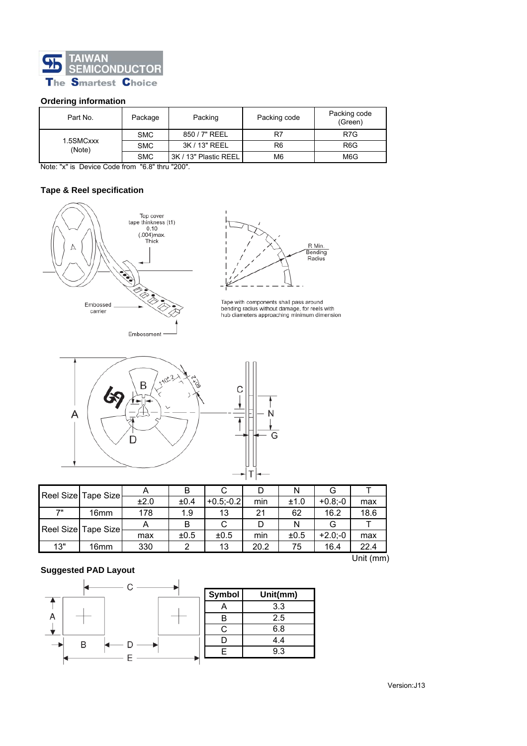## Ordering information

| Part No. | Package | Packing | Packing code | Packing code (Green) |
|---|---|---|---|---|
| 1.5SMCxxx (Note) | SMC | 850 / 7" REEL | R7 | R7G |
| | SMC | 3K / 13" REEL | R6 | R6G |
| | SMC | 3K / 13" Plastic REEL | M6 | M6G |

Note: "x" is Device Code from "6.8" thru "200".

## Tape & Reel specification

Top cover tape thinkness (t1) 0.10 (.004)max. Thick

Embossed carrier

Embossment

R Min. Bending Radius

Tape with components shall pass around bending radius without damage, for reels with hub diameters approaching minimum dimension

| Reel Size | Tape Size | A | B | C | D | N | G | T |
|---|---|---|---|---|---|---|---|---|
| | | ±2.0 | ±0.4 | +0.5;-0.2 | min | ±1.0 | +0.8;-0 | max |
| 7" | 16mm | 178 | 1.9 | 13 | 21 | 62 | 16.2 | 18.6 |
| Reel Size | Tape Size | A | B | C | D | N | G | T |
| | | max | ±0.5 | ±0.5 | min | ±0.5 | +2.0;-0 | max |
| 13" | 16mm | 330 | 2 | 13 | 20.2 | 75 | 16.4 | 22.4 |

Unit (mm)

## Suggested PAD Layout

| Symbol | Unit(mm) |
|---|---|
| A | 3.3 |
| B | 2.5 |
| C | 6.8 |
| D | 4.4 |
| E | 9.3 |

Version:J13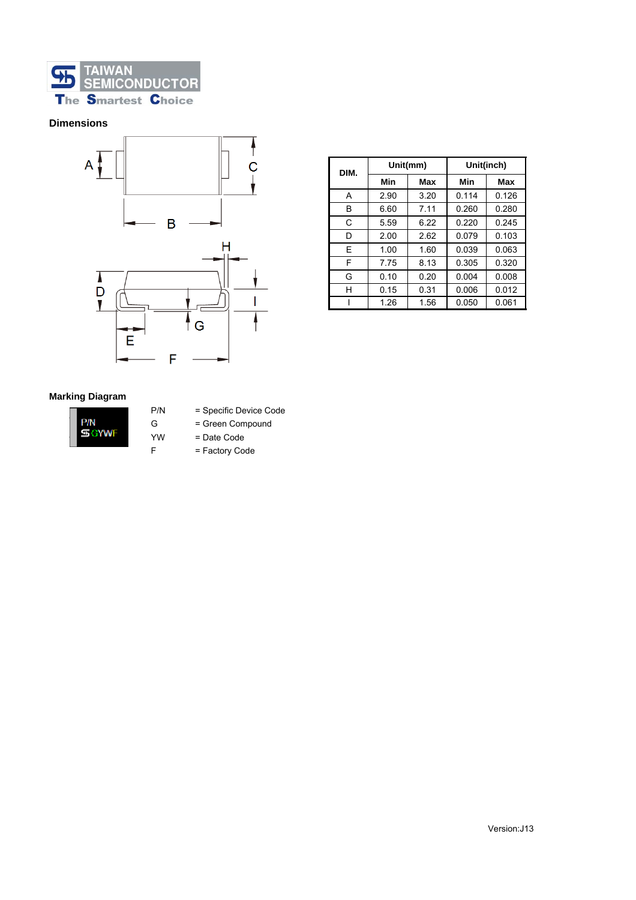## Dimensions

| DIM. | Unit(mm) | | Unit(inch) | |
|---|---|---|---|---|
| | Min | Max | Min | Max |
| A | 2.90 | 3.20 | 0.114 | 0.126 |
| B | 6.60 | 7.11 | 0.260 | 0.280 |
| C | 5.59 | 6.22 | 0.220 | 0.245 |
| D | 2.00 | 2.62 | 0.079 | 0.103 |
| E | 1.00 | 1.60 | 0.039 | 0.063 |
| F | 7.75 | 8.13 | 0.305 | 0.320 |
| G | 0.10 | 0.20 | 0.004 | 0.008 |
| H | 0.15 | 0.31 | 0.006 | 0.012 |
| I | 1.26 | 1.56 | 0.050 | 0.061 |

## Marking Diagram

P/N = Specific Device Code

G = Green Compound

YW = Date Code

F = Factory Code

Version:J13